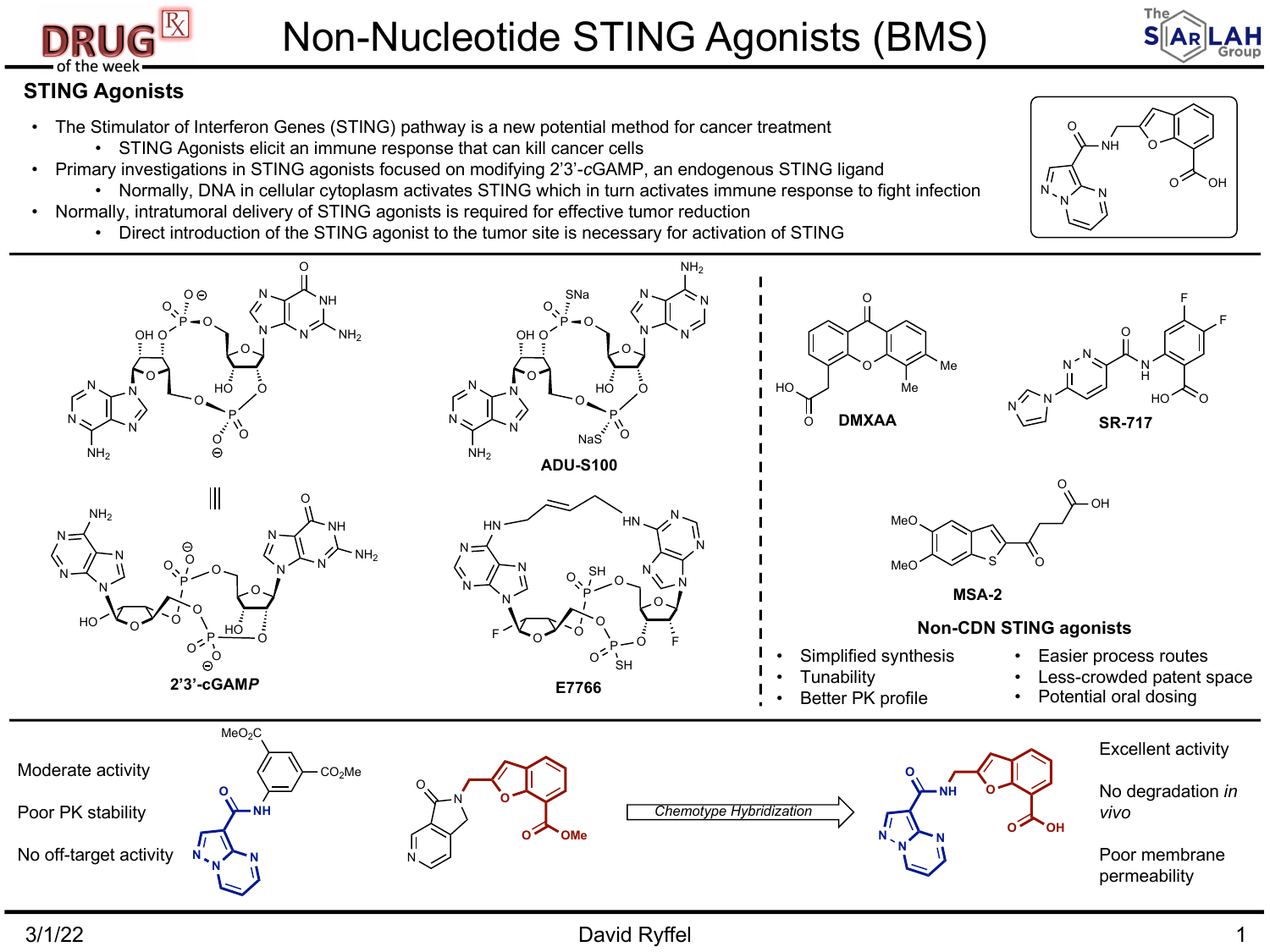# Non-Nucleotide STING Agonists (BMS)

## STING Agonists

- The Stimulator of Interferon Genes (STING) pathway is a new potential method for cancer treatment
  - STING Agonists elicit an immune response that can kill cancer cells
- Primary investigations in STING agonists focused on modifying 2'3'-*c*GAMP, an endogenous STING ligand
  - Normally, DNA in cellular cytoplasm activates STING which in turn activates immune response to fight infection
- Normally, intratumoral delivery of STING agonists is required for effective tumor reduction
  - Direct introduction of the STING agonist to the tumor site is necessary for activation of STING

**2'3'-cGAMP**

**ADU-S100**

**E7766**

**DMXAA**

**SR-717**

**MSA-2**

**Non-CDN STING agonists**

- Simplified synthesis
- Tunability
- Better PK profile
- Easier process routes
- Less-crowded patent space
- Potential oral dosing

Moderate activity

Poor PK stability

No off-target activity

*Chemotype Hybridization*

Excellent activity

No degradation *in vivo*

Poor membrane permeability

3/1/22 David Ryffel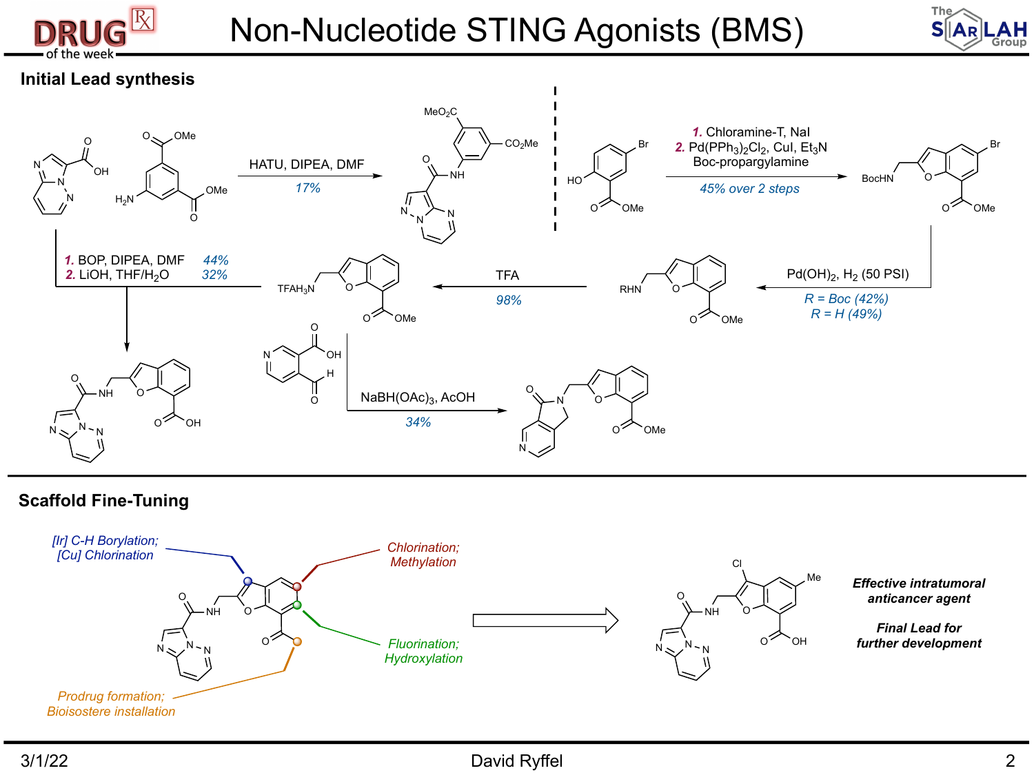# Non-Nucleotide STING Agonists (BMS)

## Initial Lead synthesis

HATU, DIPEA, DMF

*17%*

1. Chloramine-T, NaI
2. $Pd(PPh_3)_2Cl_2$, CuI, $Et_3N$
Boc-propargylamine

*45% over 2 steps*

$Pd(OH)_2$, $H_2$ (50 PSI)

*R = Boc (42%)*
*R = H (49%)*

TFA

*98%*

1. BOP, DIPEA, DMF *44%*
2. LiOH, $THF/H_2O$ *32%*

$NaBH(OAc)_3$, AcOH

*34%*

## Scaffold Fine-Tuning

*[Ir] C-H Borylation;*
*[Cu] Chlorination*

*Chlorination;*
*Methylation*

*Fluorination;*
*Hydroxylation*

*Prodrug formation;*
*Bioisostere installation*

***Effective intratumoral anticancer agent***

***Final Lead for further development***

3/1/22 David Ryffel